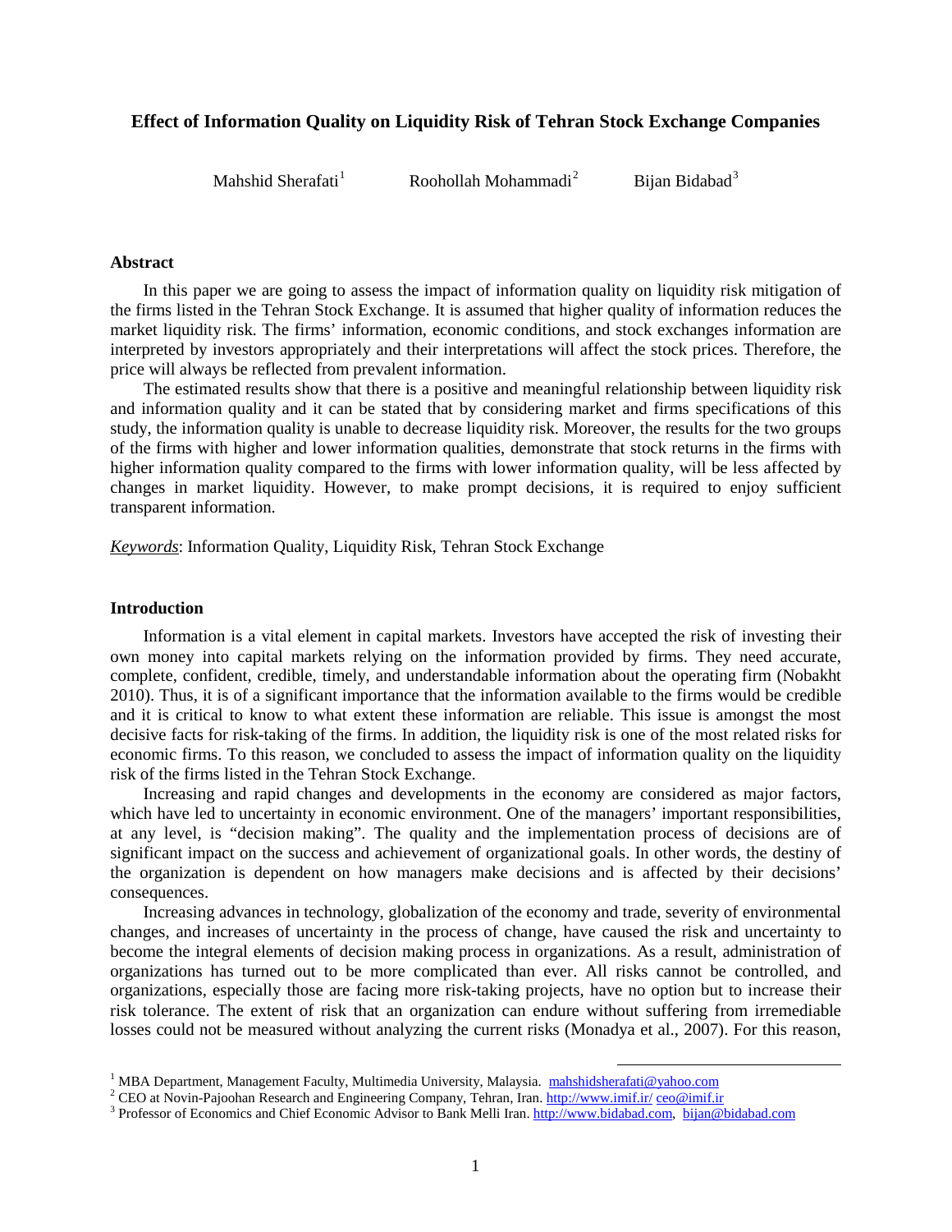# Effect of Information Quality on Liquidity Risk of Tehran Stock Exchange Companies

Mahshid Sherafati[1] Roohollah Mohammadi[2] Bijan Bidabad[3]

## Abstract

In this paper we are going to assess the impact of information quality on liquidity risk mitigation of the firms listed in the Tehran Stock Exchange. It is assumed that higher quality of information reduces the market liquidity risk. The firms' information, economic conditions, and stock exchanges information are interpreted by investors appropriately and their interpretations will affect the stock prices. Therefore, the price will always be reflected from prevalent information.

The estimated results show that there is a positive and meaningful relationship between liquidity risk and information quality and it can be stated that by considering market and firms specifications of this study, the information quality is unable to decrease liquidity risk. Moreover, the results for the two groups of the firms with higher and lower information qualities, demonstrate that stock returns in the firms with higher information quality compared to the firms with lower information quality, will be less affected by changes in market liquidity. However, to make prompt decisions, it is required to enjoy sufficient transparent information.

*Keywords*: Information Quality, Liquidity Risk, Tehran Stock Exchange

## Introduction

Information is a vital element in capital markets. Investors have accepted the risk of investing their own money into capital markets relying on the information provided by firms. They need accurate, complete, confident, credible, timely, and understandable information about the operating firm (Nobakht 2010). Thus, it is of a significant importance that the information available to the firms would be credible and it is critical to know to what extent these information are reliable. This issue is amongst the most decisive facts for risk-taking of the firms. In addition, the liquidity risk is one of the most related risks for economic firms. To this reason, we concluded to assess the impact of information quality on the liquidity risk of the firms listed in the Tehran Stock Exchange.

Increasing and rapid changes and developments in the economy are considered as major factors, which have led to uncertainty in economic environment. One of the managers' important responsibilities, at any level, is "decision making". The quality and the implementation process of decisions are of significant impact on the success and achievement of organizational goals. In other words, the destiny of the organization is dependent on how managers make decisions and is affected by their decisions' consequences.

Increasing advances in technology, globalization of the economy and trade, severity of environmental changes, and increases of uncertainty in the process of change, have caused the risk and uncertainty to become the integral elements of decision making process in organizations. As a result, administration of organizations has turned out to be more complicated than ever. All risks cannot be controlled, and organizations, especially those are facing more risk-taking projects, have no option but to increase their risk tolerance. The extent of risk that an organization can endure without suffering from irremediable losses could not be measured without analyzing the current risks (Monadya et al., 2007). For this reason,

---

[1] MBA Department, Management Faculty, Multimedia University, Malaysia. mahshidsherafati@yahoo.com

[2] CEO at Novin-Pajoohan Research and Engineering Company, Tehran, Iran. http://www.imif.ir/ ceo@imif.ir

[3] Professor of Economics and Chief Economic Advisor to Bank Melli Iran. http://www.bidabad.com, bijan@bidabad.com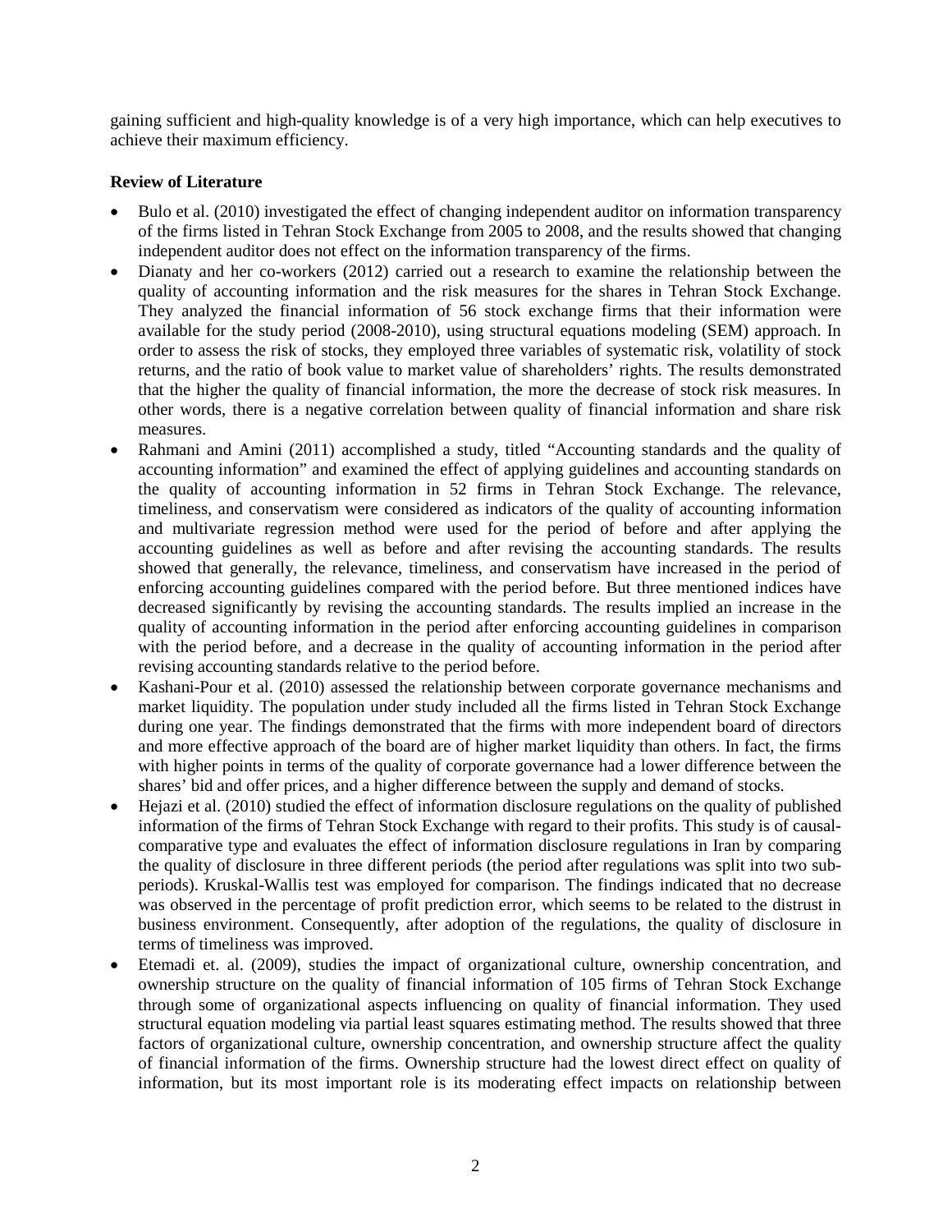gaining sufficient and high-quality knowledge is of a very high importance, which can help executives to achieve their maximum efficiency.

**Review of Literature**

- Bulo et al. (2010) investigated the effect of changing independent auditor on information transparency of the firms listed in Tehran Stock Exchange from 2005 to 2008, and the results showed that changing independent auditor does not effect on the information transparency of the firms.
- Dianaty and her co-workers (2012) carried out a research to examine the relationship between the quality of accounting information and the risk measures for the shares in Tehran Stock Exchange. They analyzed the financial information of 56 stock exchange firms that their information were available for the study period (2008-2010), using structural equations modeling (SEM) approach. In order to assess the risk of stocks, they employed three variables of systematic risk, volatility of stock returns, and the ratio of book value to market value of shareholders' rights. The results demonstrated that the higher the quality of financial information, the more the decrease of stock risk measures. In other words, there is a negative correlation between quality of financial information and share risk measures.
- Rahmani and Amini (2011) accomplished a study, titled "Accounting standards and the quality of accounting information" and examined the effect of applying guidelines and accounting standards on the quality of accounting information in 52 firms in Tehran Stock Exchange. The relevance, timeliness, and conservatism were considered as indicators of the quality of accounting information and multivariate regression method were used for the period of before and after applying the accounting guidelines as well as before and after revising the accounting standards. The results showed that generally, the relevance, timeliness, and conservatism have increased in the period of enforcing accounting guidelines compared with the period before. But three mentioned indices have decreased significantly by revising the accounting standards. The results implied an increase in the quality of accounting information in the period after enforcing accounting guidelines in comparison with the period before, and a decrease in the quality of accounting information in the period after revising accounting standards relative to the period before.
- Kashani-Pour et al. (2010) assessed the relationship between corporate governance mechanisms and market liquidity. The population under study included all the firms listed in Tehran Stock Exchange during one year. The findings demonstrated that the firms with more independent board of directors and more effective approach of the board are of higher market liquidity than others. In fact, the firms with higher points in terms of the quality of corporate governance had a lower difference between the shares' bid and offer prices, and a higher difference between the supply and demand of stocks.
- Hejazi et al. (2010) studied the effect of information disclosure regulations on the quality of published information of the firms of Tehran Stock Exchange with regard to their profits. This study is of causal-comparative type and evaluates the effect of information disclosure regulations in Iran by comparing the quality of disclosure in three different periods (the period after regulations was split into two sub-periods). Kruskal-Wallis test was employed for comparison. The findings indicated that no decrease was observed in the percentage of profit prediction error, which seems to be related to the distrust in business environment. Consequently, after adoption of the regulations, the quality of disclosure in terms of timeliness was improved.
- Etemadi et. al. (2009), studies the impact of organizational culture, ownership concentration, and ownership structure on the quality of financial information of 105 firms of Tehran Stock Exchange through some of organizational aspects influencing on quality of financial information. They used structural equation modeling via partial least squares estimating method. The results showed that three factors of organizational culture, ownership concentration, and ownership structure affect the quality of financial information of the firms. Ownership structure had the lowest direct effect on quality of information, but its most important role is its moderating effect impacts on relationship between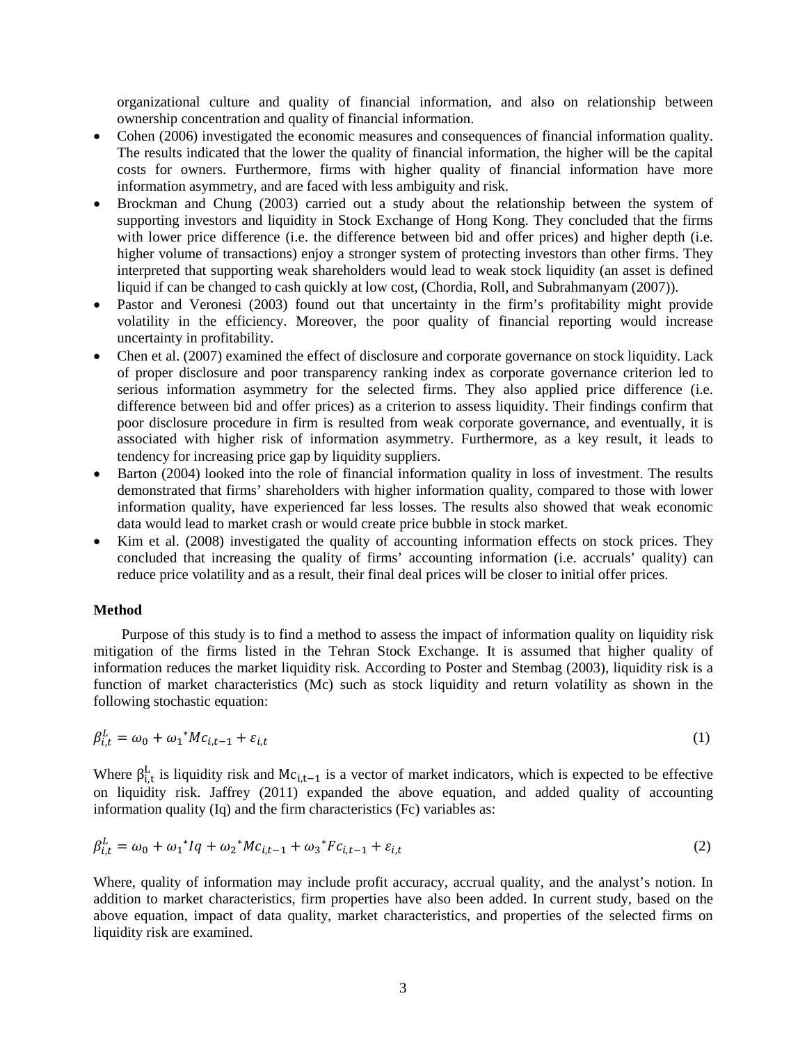organizational culture and quality of financial information, and also on relationship between ownership concentration and quality of financial information.

- Cohen (2006) investigated the economic measures and consequences of financial information quality. The results indicated that the lower the quality of financial information, the higher will be the capital costs for owners. Furthermore, firms with higher quality of financial information have more information asymmetry, and are faced with less ambiguity and risk.
- Brockman and Chung (2003) carried out a study about the relationship between the system of supporting investors and liquidity in Stock Exchange of Hong Kong. They concluded that the firms with lower price difference (i.e. the difference between bid and offer prices) and higher depth (i.e. higher volume of transactions) enjoy a stronger system of protecting investors than other firms. They interpreted that supporting weak shareholders would lead to weak stock liquidity (an asset is defined liquid if can be changed to cash quickly at low cost, (Chordia, Roll, and Subrahmanyam (2007)).
- Pastor and Veronesi (2003) found out that uncertainty in the firm's profitability might provide volatility in the efficiency. Moreover, the poor quality of financial reporting would increase uncertainty in profitability.
- Chen et al. (2007) examined the effect of disclosure and corporate governance on stock liquidity. Lack of proper disclosure and poor transparency ranking index as corporate governance criterion led to serious information asymmetry for the selected firms. They also applied price difference (i.e. difference between bid and offer prices) as a criterion to assess liquidity. Their findings confirm that poor disclosure procedure in firm is resulted from weak corporate governance, and eventually, it is associated with higher risk of information asymmetry. Furthermore, as a key result, it leads to tendency for increasing price gap by liquidity suppliers.
- Barton (2004) looked into the role of financial information quality in loss of investment. The results demonstrated that firms' shareholders with higher information quality, compared to those with lower information quality, have experienced far less losses. The results also showed that weak economic data would lead to market crash or would create price bubble in stock market.
- Kim et al. (2008) investigated the quality of accounting information effects on stock prices. They concluded that increasing the quality of firms' accounting information (i.e. accruals' quality) can reduce price volatility and as a result, their final deal prices will be closer to initial offer prices.

**Method**

Purpose of this study is to find a method to assess the impact of information quality on liquidity risk mitigation of the firms listed in the Tehran Stock Exchange. It is assumed that higher quality of information reduces the market liquidity risk. According to Poster and Stembag (2003), liquidity risk is a function of market characteristics (Mc) such as stock liquidity and return volatility as shown in the following stochastic equation:

$$\beta_{i,t}^{L} = \omega_0 + \omega_1{}^{*}Mc_{i,t-1} + \varepsilon_{i,t} \tag{1}$$

Where $\beta_{i,t}^{L}$ is liquidity risk and $Mc_{i,t-1}$ is a vector of market indicators, which is expected to be effective on liquidity risk. Jaffrey (2011) expanded the above equation, and added quality of accounting information quality (Iq) and the firm characteristics (Fc) variables as:

$$\beta_{i,t}^{L} = \omega_0 + \omega_1{}^{*}Iq + \omega_2{}^{*}Mc_{i,t-1} + \omega_3{}^{*}Fc_{i,t-1} + \varepsilon_{i,t} \tag{2}$$

Where, quality of information may include profit accuracy, accrual quality, and the analyst's notion. In addition to market characteristics, firm properties have also been added. In current study, based on the above equation, impact of data quality, market characteristics, and properties of the selected firms on liquidity risk are examined.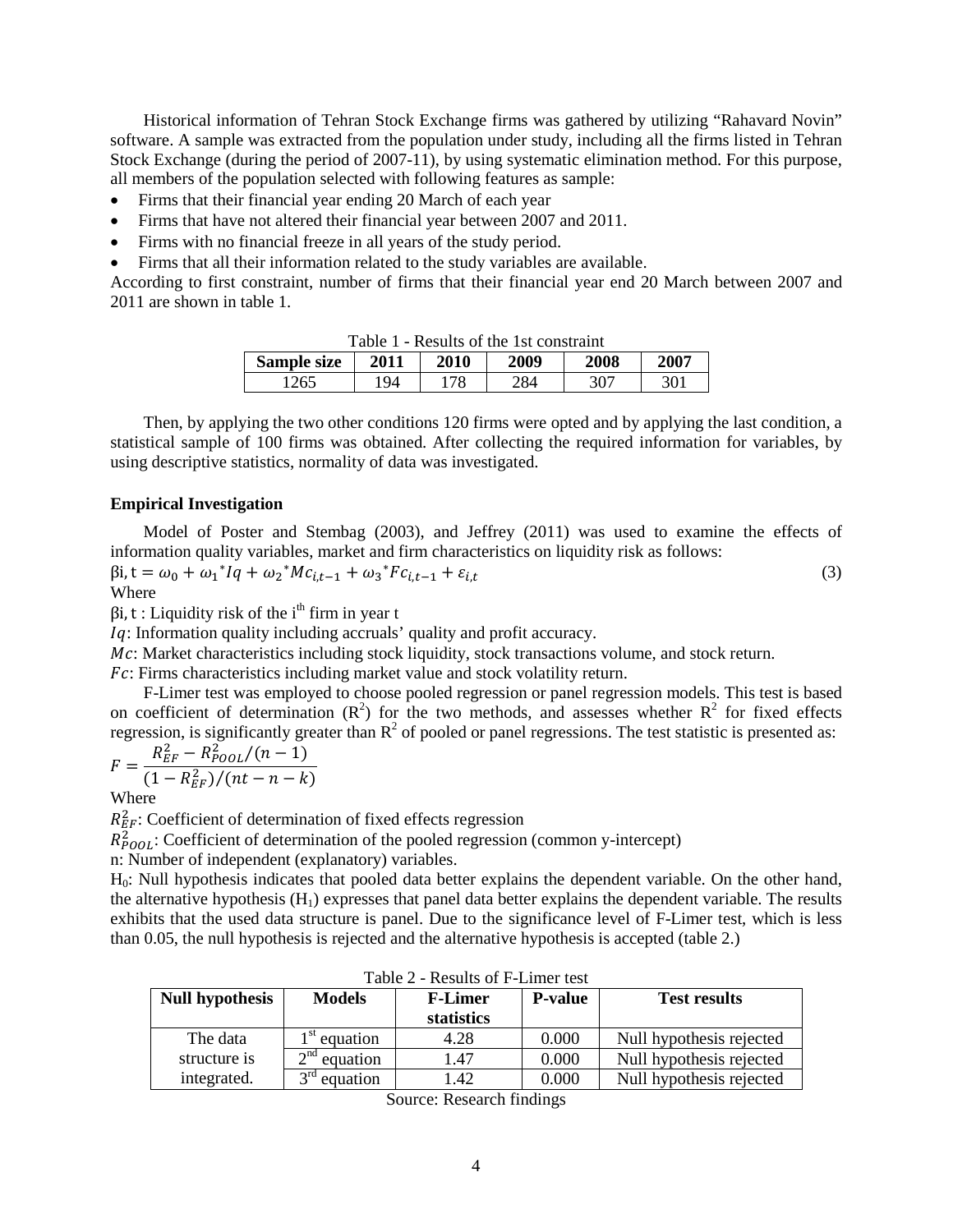Historical information of Tehran Stock Exchange firms was gathered by utilizing “Rahavard Novin” software. A sample was extracted from the population under study, including all the firms listed in Tehran Stock Exchange (during the period of 2007-11), by using systematic elimination method. For this purpose, all members of the population selected with following features as sample:

- Firms that their financial year ending 20 March of each year
- Firms that have not altered their financial year between 2007 and 2011.
- Firms with no financial freeze in all years of the study period.
- Firms that all their information related to the study variables are available.

According to first constraint, number of firms that their financial year end 20 March between 2007 and 2011 are shown in table 1.

Table 1 - Results of the 1st constraint

| Sample size | 2011 | 2010 | 2009 | 2008 | 2007 |
|---|---|---|---|---|---|
| 1265 | 194 | 178 | 284 | 307 | 301 |

Then, by applying the two other conditions 120 firms were opted and by applying the last condition, a statistical sample of 100 firms was obtained. After collecting the required information for variables, by using descriptive statistics, normality of data was investigated.

**Empirical Investigation**

Model of Poster and Stembag (2003), and Jeffrey (2011) was used to examine the effects of information quality variables, market and firm characteristics on liquidity risk as follows:

$$\beta i,t = \omega_0 + \omega_1{}^{*}Iq + \omega_2{}^{*}Mc_{i,t-1} + \omega_3{}^{*}Fc_{i,t-1} + \varepsilon_{i,t} \quad (3)$$

Where

$\beta i,t$ : Liquidity risk of the i[th] firm in year t

$Iq$: Information quality including accruals' quality and profit accuracy.

$Mc$: Market characteristics including stock liquidity, stock transactions volume, and stock return.

$Fc$: Firms characteristics including market value and stock volatility return.

F-Limer test was employed to choose pooled regression or panel regression models. This test is based on coefficient of determination ($R^2$) for the two methods, and assesses whether $R^2$ for fixed effects regression, is significantly greater than $R^2$ of pooled or panel regressions. The test statistic is presented as:

$$F = \frac{R_{EF}^2 - R_{POOL}^2/(n-1)}{(1 - R_{EF}^2)/(nt - n - k)}$$

Where

$R_{EF}^2$: Coefficient of determination of fixed effects regression

$R_{POOL}^2$: Coefficient of determination of the pooled regression (common y-intercept)

n: Number of independent (explanatory) variables.

$H_0$: Null hypothesis indicates that pooled data better explains the dependent variable. On the other hand, the alternative hypothesis ($H_1$) expresses that panel data better explains the dependent variable. The results exhibits that the used data structure is panel. Due to the significance level of F-Limer test, which is less than 0.05, the null hypothesis is rejected and the alternative hypothesis is accepted (table 2.)

Table 2 - Results of F-Limer test

| Null hypothesis | Models | F-Limer statistics | P-value | Test results |
|---|---|---|---|---|
| The data structure is integrated. | 1st equation | 4.28 | 0.000 | Null hypothesis rejected |
| | 2nd equation | 1.47 | 0.000 | Null hypothesis rejected |
| | 3rd equation | 1.42 | 0.000 | Null hypothesis rejected |

Source: Research findings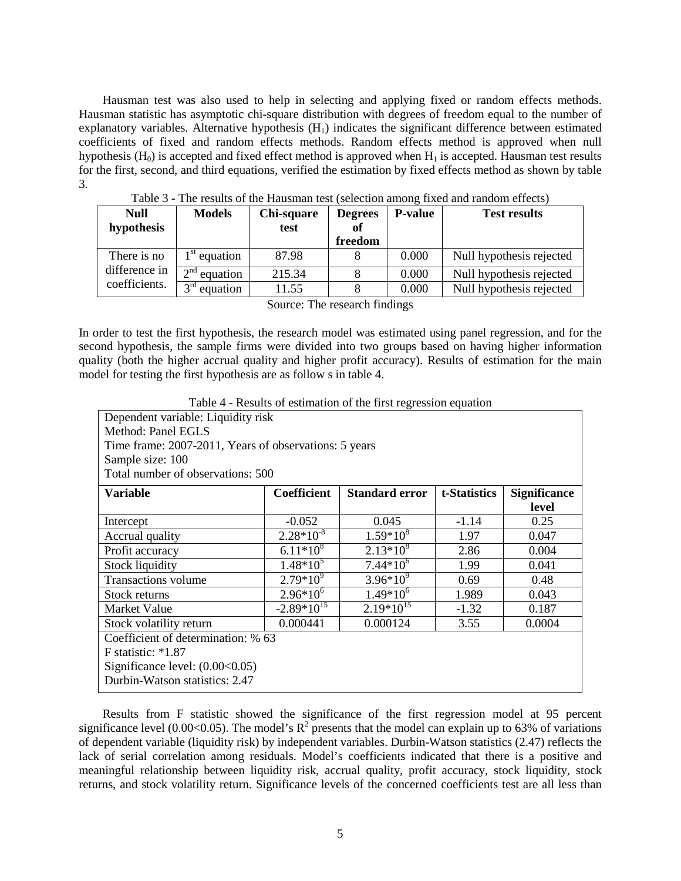Hausman test was also used to help in selecting and applying fixed or random effects methods. Hausman statistic has asymptotic chi-square distribution with degrees of freedom equal to the number of explanatory variables. Alternative hypothesis ($H_1$) indicates the significant difference between estimated coefficients of fixed and random effects methods. Random effects method is approved when null hypothesis ($H_0$) is accepted and fixed effect method is approved when $H_1$ is accepted. Hausman test results for the first, second, and third equations, verified the estimation by fixed effects method as shown by table 3.

Table 3 - The results of the Hausman test (selection among fixed and random effects)

| Null hypothesis | Models | Chi-square test | Degrees of freedom | P-value | Test results |
|---|---|---|---|---|---|
| There is no difference in coefficients. | 1st equation | 87.98 | 8 | 0.000 | Null hypothesis rejected |
| | 2nd equation | 215.34 | 8 | 0.000 | Null hypothesis rejected |
| | 3rd equation | 11.55 | 8 | 0.000 | Null hypothesis rejected |

Source: The research findings

In order to test the first hypothesis, the research model was estimated using panel regression, and for the second hypothesis, the sample firms were divided into two groups based on having higher information quality (both the higher accrual quality and higher profit accuracy). Results of estimation for the main model for testing the first hypothesis are as follow s in table 4.

Table 4 - Results of estimation of the first regression equation

Dependent variable: Liquidity risk
Method: Panel EGLS
Time frame: 2007-2011, Years of observations: 5 years
Sample size: 100
Total number of observations: 500

| Variable | Coefficient | Standard error | t-Statistics | Significance level |
|---|---|---|---|---|
| Intercept | -0.052 | 0.045 | -1.14 | 0.25 |
| Accrual quality | $2.28*10^{-8}$ | $1.59*10^{8}$ | 1.97 | 0.047 |
| Profit accuracy | $6.11*10^{8}$ | $2.13*10^{8}$ | 2.86 | 0.004 |
| Stock liquidity | $1.48*10^{5}$ | $7.44*10^{6}$ | 1.99 | 0.041 |
| Transactions volume | $2.79*10^{9}$ | $3.96*10^{9}$ | 0.69 | 0.48 |
| Stock returns | $2.96*10^{6}$ | $1.49*10^{6}$ | 1.989 | 0.043 |
| Market Value | $-2.89*10^{15}$ | $2.19*10^{15}$ | -1.32 | 0.187 |
| Stock volatility return | 0.000441 | 0.000124 | 3.55 | 0.0004 |

Coefficient of determination: % 63
F statistic: *1.87
Significance level: (0.00<0.05)
Durbin-Watson statistics: 2.47

Results from F statistic showed the significance of the first regression model at 95 percent significance level (0.00<0.05). The model's $R^2$ presents that the model can explain up to 63% of variations of dependent variable (liquidity risk) by independent variables. Durbin-Watson statistics (2.47) reflects the lack of serial correlation among residuals. Model's coefficients indicated that there is a positive and meaningful relationship between liquidity risk, accrual quality, profit accuracy, stock liquidity, stock returns, and stock volatility return. Significance levels of the concerned coefficients test are all less than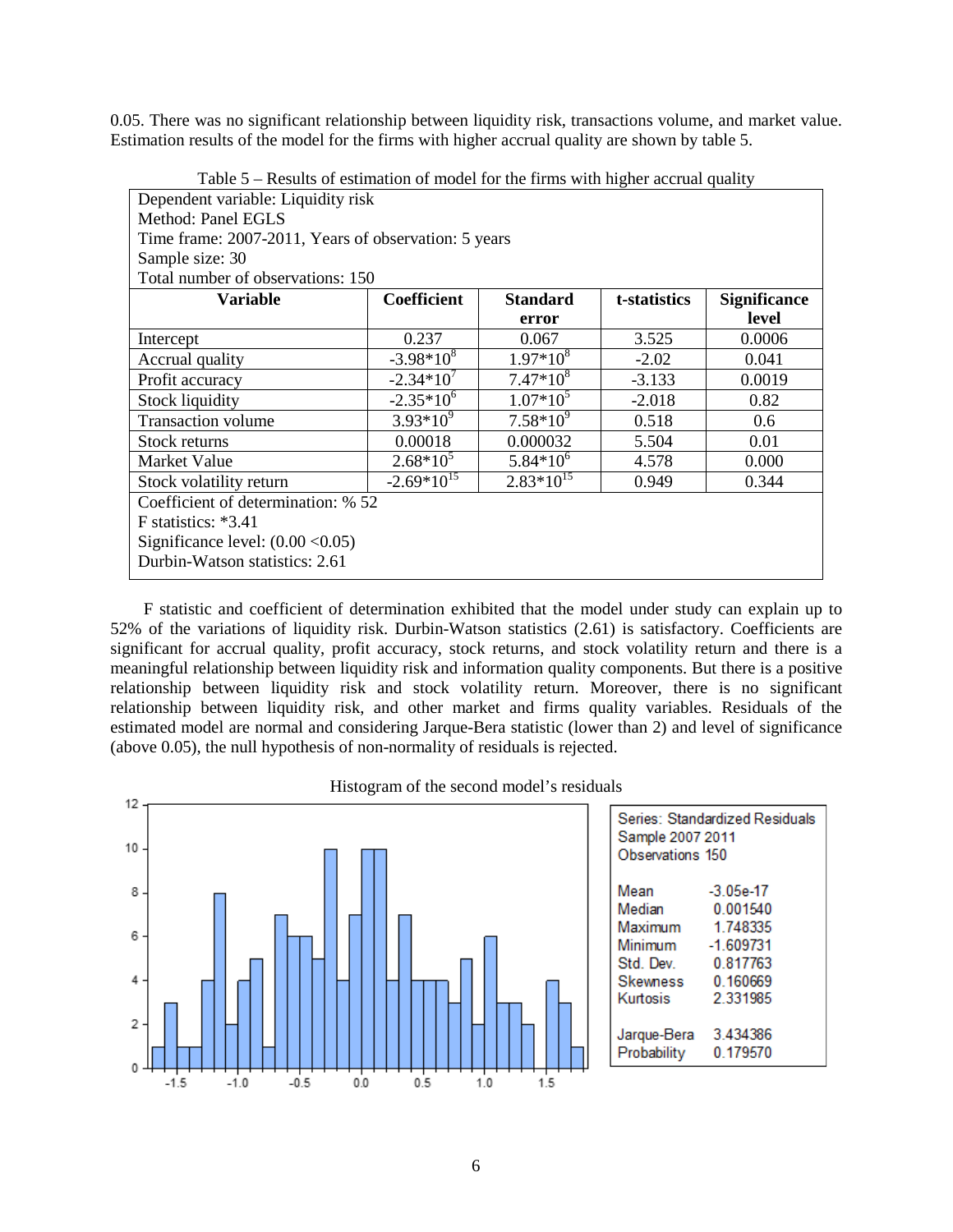0.05. There was no significant relationship between liquidity risk, transactions volume, and market value. Estimation results of the model for the firms with higher accrual quality are shown by table 5.

Table 5 – Results of estimation of model for the firms with higher accrual quality

| Dependent variable: Liquidity risk<br>Method: Panel EGLS<br>Time frame: 2007-2011, Years of observation: 5 years<br>Sample size: 30<br>Total number of observations: 150 | | | | |
|---|---|---|---|---|
| **Variable** | **Coefficient** | **Standard error** | **t-statistics** | **Significance level** |
| Intercept | 0.237 | 0.067 | 3.525 | 0.0006 |
| Accrual quality | $-3.98*10^{8}$ | $1.97*10^{8}$ | -2.02 | 0.041 |
| Profit accuracy | $-2.34*10^{7}$ | $7.47*10^{8}$ | -3.133 | 0.0019 |
| Stock liquidity | $-2.35*10^{6}$ | $1.07*10^{5}$ | -2.018 | 0.82 |
| Transaction volume | $3.93*10^{9}$ | $7.58*10^{9}$ | 0.518 | 0.6 |
| Stock returns | 0.00018 | 0.000032 | 5.504 | 0.01 |
| Market Value | $2.68*10^{5}$ | $5.84*10^{6}$ | 4.578 | 0.000 |
| Stock volatility return | $-2.69*10^{15}$ | $2.83*10^{15}$ | 0.949 | 0.344 |
| Coefficient of determination: % 52<br>F statistics: *3.41<br>Significance level: (0.00 <0.05)<br>Durbin-Watson statistics: 2.61 | | | | |

F statistic and coefficient of determination exhibited that the model under study can explain up to 52% of the variations of liquidity risk. Durbin-Watson statistics (2.61) is satisfactory. Coefficients are significant for accrual quality, profit accuracy, stock returns, and stock volatility return and there is a meaningful relationship between liquidity risk and information quality components. But there is a positive relationship between liquidity risk and stock volatility return. Moreover, there is no significant relationship between liquidity risk, and other market and firms quality variables. Residuals of the estimated model are normal and considering Jarque-Bera statistic (lower than 2) and level of significance (above 0.05), the null hypothesis of non-normality of residuals is rejected.

Histogram of the second model's residuals

| Series: Standardized Residuals | |
|---|---|
| Sample 2007 2011 | |
| Observations 150 | |
| Mean | -3.05e-17 |
| Median | 0.001540 |
| Maximum | 1.748335 |
| Minimum | -1.609731 |
| Std. Dev. | 0.817763 |
| Skewness | 0.160669 |
| Kurtosis | 2.331985 |
| Jarque-Bera | 3.434386 |
| Probability | 0.179570 |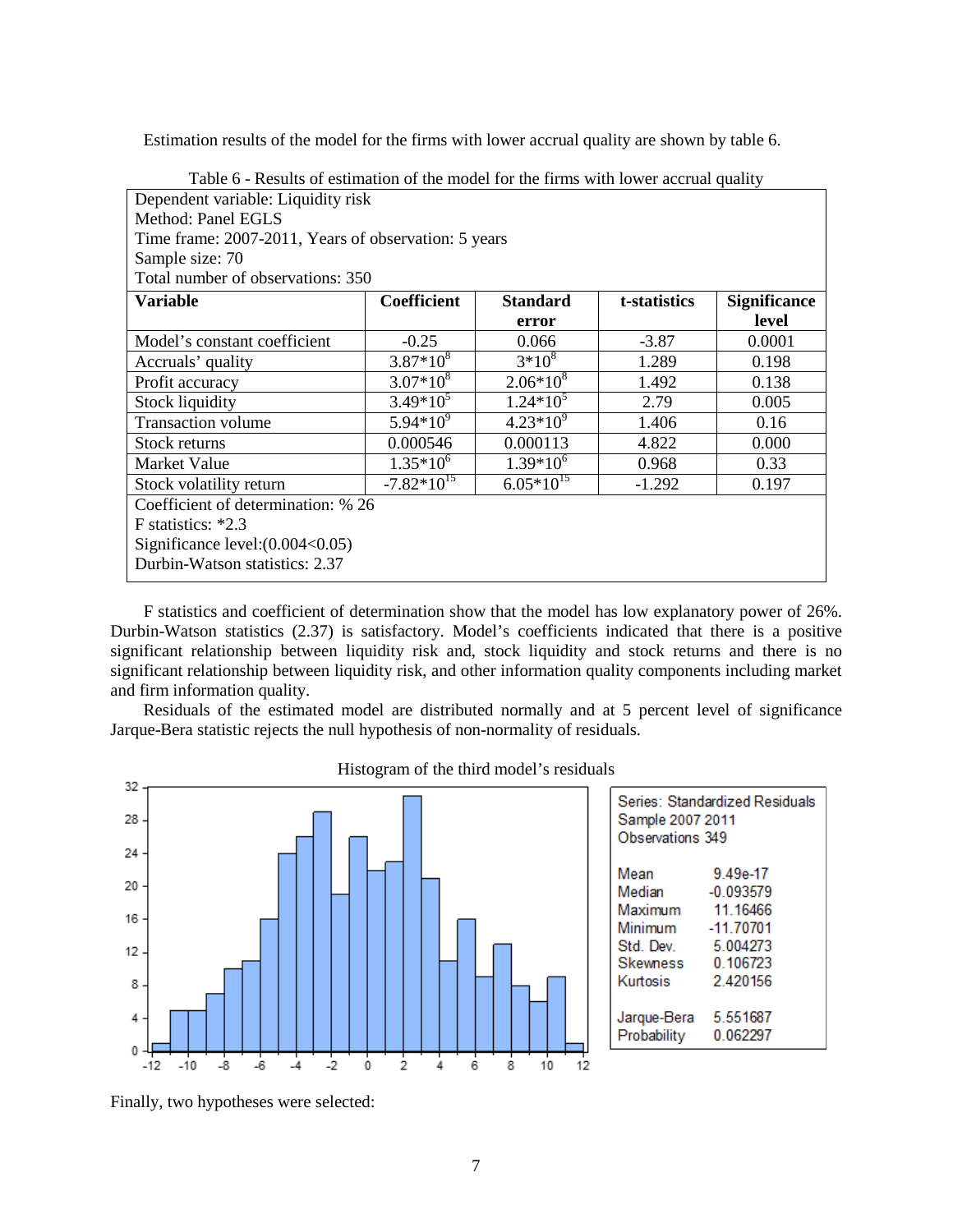Estimation results of the model for the firms with lower accrual quality are shown by table 6.

Table 6 - Results of estimation of the model for the firms with lower accrual quality

| Dependent variable: Liquidity risk<br>Method: Panel EGLS<br>Time frame: 2007-2011, Years of observation: 5 years<br>Sample size: 70<br>Total number of observations: 350 | | | | |
|---|---|---|---|---|
| **Variable** | **Coefficient** | **Standard error** | **t-statistics** | **Significance level** |
| Model's constant coefficient | -0.25 | 0.066 | -3.87 | 0.0001 |
| Accruals' quality | $3.87*10^8$ | $3*10^8$ | 1.289 | 0.198 |
| Profit accuracy | $3.07*10^8$ | $2.06*10^8$ | 1.492 | 0.138 |
| Stock liquidity | $3.49*10^5$ | $1.24*10^5$ | 2.79 | 0.005 |
| Transaction volume | $5.94*10^9$ | $4.23*10^9$ | 1.406 | 0.16 |
| Stock returns | 0.000546 | 0.000113 | 4.822 | 0.000 |
| Market Value | $1.35*10^6$ | $1.39*10^6$ | 0.968 | 0.33 |
| Stock volatility return | $-7.82*10^{15}$ | $6.05*10^{15}$ | -1.292 | 0.197 |
| Coefficient of determination: % 26<br>F statistics: *2.3<br>Significance level:(0.004<0.05)<br>Durbin-Watson statistics: 2.37 | | | | |

F statistics and coefficient of determination show that the model has low explanatory power of 26%. Durbin-Watson statistics (2.37) is satisfactory. Model's coefficients indicated that there is a positive significant relationship between liquidity risk and, stock liquidity and stock returns and there is no significant relationship between liquidity risk, and other information quality components including market and firm information quality.

Residuals of the estimated model are distributed normally and at 5 percent level of significance Jarque-Bera statistic rejects the null hypothesis of non-normality of residuals.

Histogram of the third model's residuals

| Series: Standardized Residuals | |
|---|---|
| Sample 2007 2011 | |
| Observations 349 | |
| Mean | 9.49e-17 |
| Median | -0.093579 |
| Maximum | 11.16466 |
| Minimum | -11.70701 |
| Std. Dev. | 5.004273 |
| Skewness | 0.106723 |
| Kurtosis | 2.420156 |
| Jarque-Bera | 5.551687 |
| Probability | 0.062297 |

Finally, two hypotheses were selected: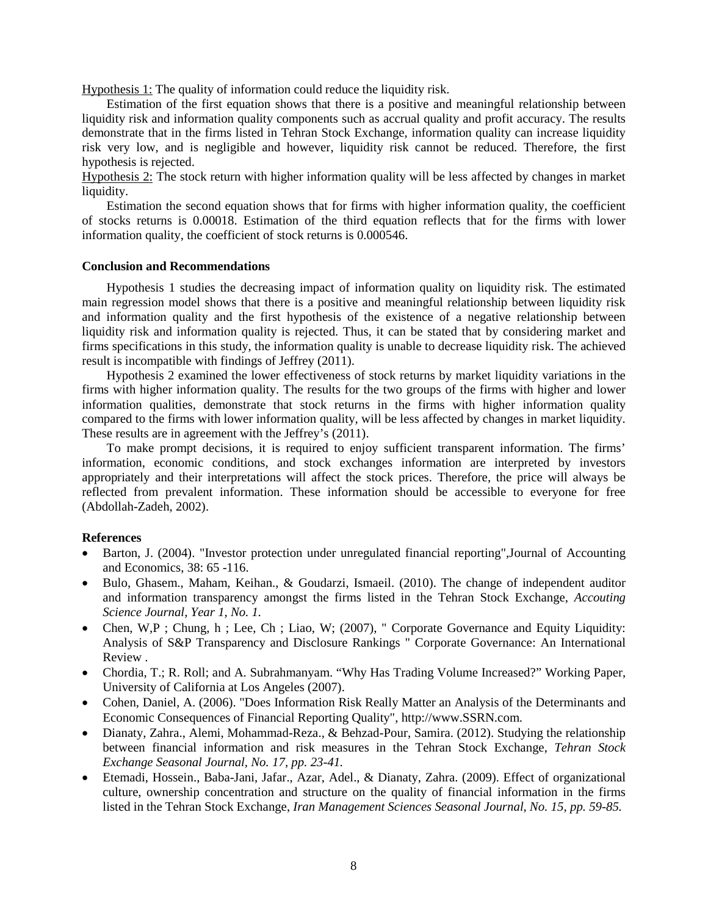Hypothesis 1: The quality of information could reduce the liquidity risk.

Estimation of the first equation shows that there is a positive and meaningful relationship between liquidity risk and information quality components such as accrual quality and profit accuracy. The results demonstrate that in the firms listed in Tehran Stock Exchange, information quality can increase liquidity risk very low, and is negligible and however, liquidity risk cannot be reduced. Therefore, the first hypothesis is rejected.

Hypothesis 2: The stock return with higher information quality will be less affected by changes in market liquidity.

Estimation the second equation shows that for firms with higher information quality, the coefficient of stocks returns is 0.00018. Estimation of the third equation reflects that for the firms with lower information quality, the coefficient of stock returns is 0.000546.

**Conclusion and Recommendations**

Hypothesis 1 studies the decreasing impact of information quality on liquidity risk. The estimated main regression model shows that there is a positive and meaningful relationship between liquidity risk and information quality and the first hypothesis of the existence of a negative relationship between liquidity risk and information quality is rejected. Thus, it can be stated that by considering market and firms specifications in this study, the information quality is unable to decrease liquidity risk. The achieved result is incompatible with findings of Jeffrey (2011).

Hypothesis 2 examined the lower effectiveness of stock returns by market liquidity variations in the firms with higher information quality. The results for the two groups of the firms with higher and lower information qualities, demonstrate that stock returns in the firms with higher information quality compared to the firms with lower information quality, will be less affected by changes in market liquidity. These results are in agreement with the Jeffrey's (2011).

To make prompt decisions, it is required to enjoy sufficient transparent information. The firms' information, economic conditions, and stock exchanges information are interpreted by investors appropriately and their interpretations will affect the stock prices. Therefore, the price will always be reflected from prevalent information. These information should be accessible to everyone for free (Abdollah-Zadeh, 2002).

**References**

- Barton, J. (2004). "Investor protection under unregulated financial reporting",Journal of Accounting and Economics, 38: 65 -116.
- Bulo, Ghasem., Maham, Keihan., & Goudarzi, Ismaeil. (2010). The change of independent auditor and information transparency amongst the firms listed in the Tehran Stock Exchange, *Accouting Science Journal, Year 1, No. 1.*
- Chen, W,P ; Chung, h ; Lee, Ch ; Liao, W; (2007), " Corporate Governance and Equity Liquidity: Analysis of S&P Transparency and Disclosure Rankings " Corporate Governance: An International Review .
- Chordia, T.; R. Roll; and A. Subrahmanyam. "Why Has Trading Volume Increased?" Working Paper, University of California at Los Angeles (2007).
- Cohen, Daniel, A. (2006). "Does Information Risk Really Matter an Analysis of the Determinants and Economic Consequences of Financial Reporting Quality", http://www.SSRN.com.
- Dianaty, Zahra., Alemi, Mohammad-Reza., & Behzad-Pour, Samira. (2012). Studying the relationship between financial information and risk measures in the Tehran Stock Exchange, *Tehran Stock Exchange Seasonal Journal, No. 17, pp. 23-41.*
- Etemadi, Hossein., Baba-Jani, Jafar., Azar, Adel., & Dianaty, Zahra. (2009). Effect of organizational culture, ownership concentration and structure on the quality of financial information in the firms listed in the Tehran Stock Exchange, *Iran Management Sciences Seasonal Journal, No. 15, pp. 59-85.*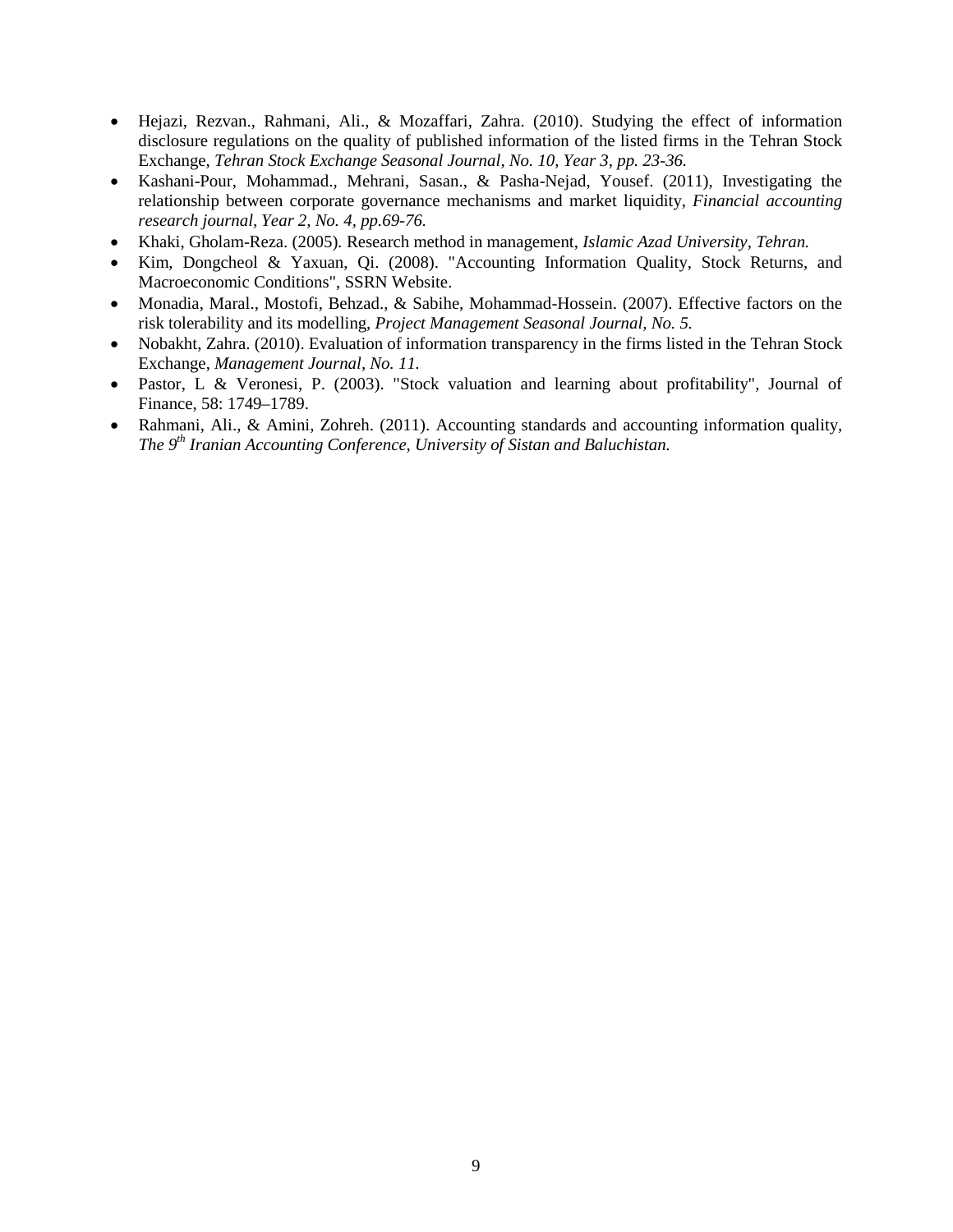- Hejazi, Rezvan., Rahmani, Ali., & Mozaffari, Zahra. (2010). Studying the effect of information disclosure regulations on the quality of published information of the listed firms in the Tehran Stock Exchange, *Tehran Stock Exchange Seasonal Journal, No. 10, Year 3, pp. 23-36.*
- Kashani-Pour, Mohammad., Mehrani, Sasan., & Pasha-Nejad, Yousef. (2011), Investigating the relationship between corporate governance mechanisms and market liquidity, *Financial accounting research journal, Year 2, No. 4, pp.69-76.*
- Khaki, Gholam-Reza. (2005). Research method in management, *Islamic Azad University, Tehran.*
- Kim, Dongcheol & Yaxuan, Qi. (2008). "Accounting Information Quality, Stock Returns, and Macroeconomic Conditions", SSRN Website.
- Monadia, Maral., Mostofi, Behzad., & Sabihe, Mohammad-Hossein. (2007). Effective factors on the risk tolerability and its modelling, *Project Management Seasonal Journal, No. 5.*
- Nobakht, Zahra. (2010). Evaluation of information transparency in the firms listed in the Tehran Stock Exchange, *Management Journal, No. 11.*
- Pastor, L & Veronesi, P. (2003). "Stock valuation and learning about profitability", Journal of Finance, 58: 1749–1789.
- Rahmani, Ali., & Amini, Zohreh. (2011). Accounting standards and accounting information quality, *The 9th Iranian Accounting Conference, University of Sistan and Baluchistan.*